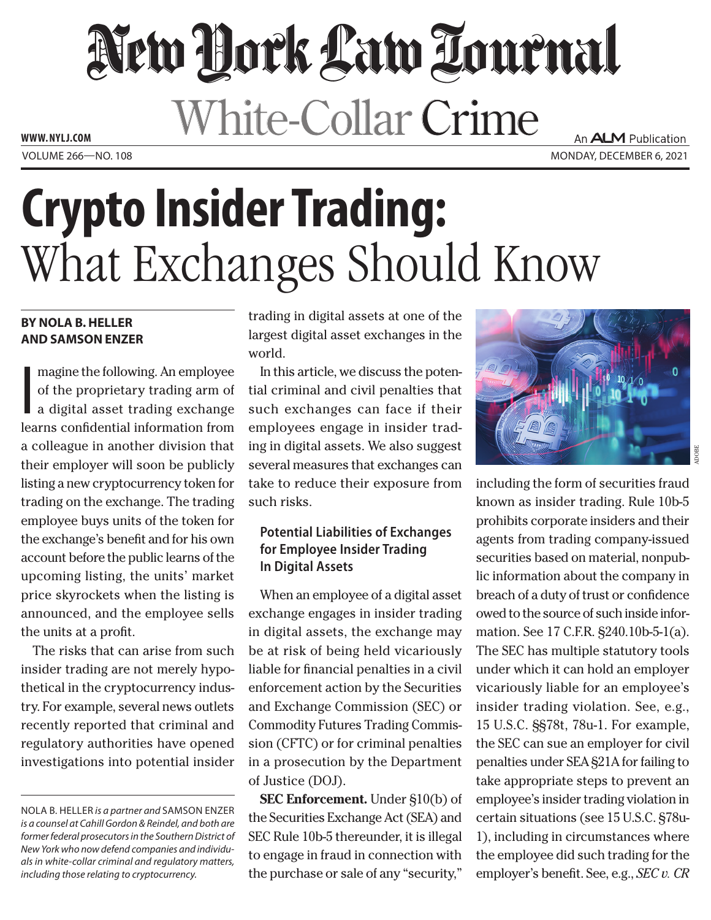# Crypto Insider Trading: What Exchanges Should Know

**BY NOLA B. HELLER AND SAMSON ENZER**

Imagine the following. An employee of the proprietary trading arm of a digital asset trading exchange learns confidential information from a colleague in another division that their employer will soon be publicly listing a new cryptocurrency token for trading on the exchange. The trading employee buys units of the token for the exchange's benefit and for his own account before the public learns of the upcoming listing, the units' market price skyrockets when the listing is announced, and the employee sells the units at a profit.

The risks that can arise from such insider trading are not merely hypothetical in the cryptocurrency industry. For example, several news outlets recently reported that criminal and regulatory authorities have opened investigations into potential insider trading in digital assets at one of the largest digital asset exchanges in the world.

In this article, we discuss the potential criminal and civil penalties that such exchanges can face if their employees engage in insider trading in digital assets. We also suggest several measures that exchanges can take to reduce their exposure from such risks.

NOLA B. HELLER *is a partner and* SAMSON ENZER *is a counsel at Cahill Gordon & Reindel, and both are former federal prosecutors in the Southern District of New York who now defend companies and individuals in white-collar criminal and regulatory matters, including those relating to cryptocurrency.*

## Potential Liabilities of Exchanges for Employee Insider Trading In Digital Assets

When an employee of a digital asset exchange engages in insider trading in digital assets, the exchange may be at risk of being held vicariously liable for financial penalties in a civil enforcement action by the Securities and Exchange Commission (SEC) or Commodity Futures Trading Commission (CFTC) or for criminal penalties in a prosecution by the Department of Justice (DOJ).

**SEC Enforcement.** Under §10(b) of the Securities Exchange Act (SEA) and SEC Rule 10b-5 thereunder, it is illegal to engage in fraud in connection with the purchase or sale of any "security," including the form of securities fraud known as insider trading. Rule 10b-5 prohibits corporate insiders and their agents from trading company-issued securities based on material, nonpublic information about the company in breach of a duty of trust or confidence owed to the source of such inside information. See 17 C.F.R. §240.10b-5-1(a). The SEC has multiple statutory tools under which it can hold an employer vicariously liable for an employee's insider trading violation. See, e.g., 15 U.S.C. §§78t, 78u-1. For example, the SEC can sue an employer for civil penalties under SEA §21A for failing to take appropriate steps to prevent an employee's insider trading violation in certain situations (see 15 U.S.C. §78u-1), including in circumstances where the employee did such trading for the employer's benefit. See, e.g., *SEC v. CR*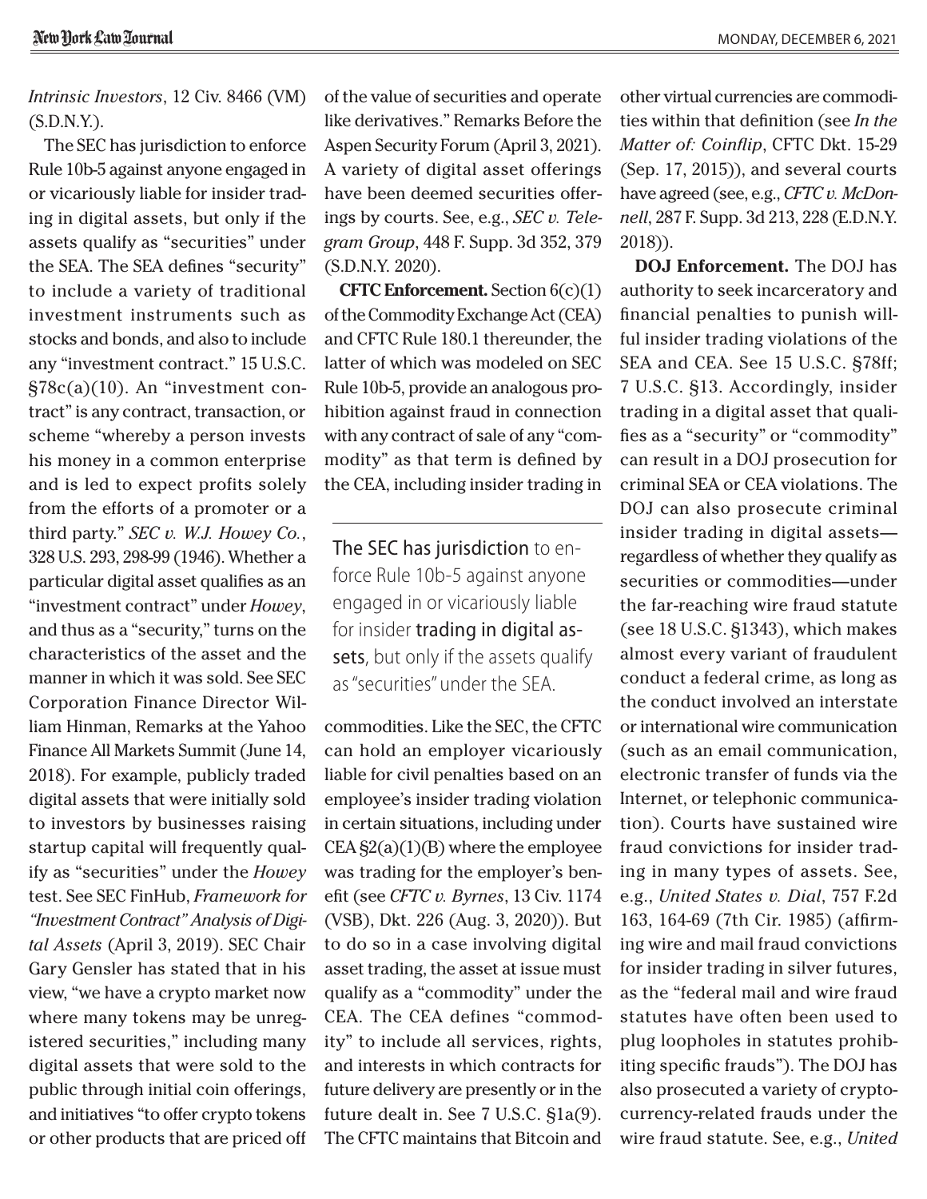*Intrinsic Investors*, 12 Civ. 8466 (VM) (S.D.N.Y.).

The SEC has jurisdiction to enforce Rule 10b-5 against anyone engaged in or vicariously liable for insider trading in digital assets, but only if the assets qualify as "securities" under the SEA. The SEA defines "security" to include a variety of traditional investment instruments such as stocks and bonds, and also to include any "investment contract." 15 U.S.C. §78c(a)(10). An "investment contract" is any contract, transaction, or scheme "whereby a person invests his money in a common enterprise and is led to expect profits solely from the efforts of a promoter or a third party." *SEC v. W.J. Howey Co.*, 328 U.S. 293, 298-99 (1946). Whether a particular digital asset qualifies as an "investment contract" under *Howey*, and thus as a "security," turns on the characteristics of the asset and the manner in which it was sold. See SEC Corporation Finance Director William Hinman, Remarks at the Yahoo Finance All Markets Summit (June 14, 2018). For example, publicly traded digital assets that were initially sold to investors by businesses raising startup capital will frequently qualify as "securities" under the *Howey* test. See SEC FinHub, *Framework for "Investment Contract" Analysis of Digital Assets* (April 3, 2019). SEC Chair Gary Gensler has stated that in his view, "we have a crypto market now where many tokens may be unregistered securities," including many digital assets that were sold to the public through initial coin offerings, and initiatives "to offer crypto tokens or other products that are priced off of the value of securities and operate like derivatives." Remarks Before the Aspen Security Forum (April 3, 2021). A variety of digital asset offerings have been deemed securities offerings by courts. See, e.g., *SEC v. Telegram Group*, 448 F. Supp. 3d 352, 379 (S.D.N.Y. 2020).

**CFTC Enforcement.** Section 6(c)(1) of the Commodity Exchange Act (CEA) and CFTC Rule 180.1 thereunder, the latter of which was modeled on SEC Rule 10b-5, provide an analogous prohibition against fraud in connection with any contract of sale of any "commodity" as that term is defined by the CEA, including insider trading in commodities. Like the SEC, the CFTC can hold an employer vicariously liable for civil penalties based on an employee's insider trading violation in certain situations, including under CEA §2(a)(1)(B) where the employee was trading for the employer's benefit (see *CFTC v. Byrnes*, 13 Civ. 1174 (VSB), Dkt. 226 (Aug. 3, 2020)). But to do so in a case involving digital asset trading, the asset at issue must qualify as a "commodity" under the CEA. The CEA defines "commodity" to include all services, rights, and interests in which contracts for future delivery are presently or in the future dealt in. See 7 U.S.C. §1a(9). The CFTC maintains that Bitcoin and other virtual currencies are commodities within that definition (see *In the Matter of: Coinflip*, CFTC Dkt. 15-29 (Sep. 17, 2015)), and several courts have agreed (see, e.g., *CFTC v. McDonnell*, 287 F. Supp. 3d 213, 228 (E.D.N.Y. 2018)).

> The SEC has jurisdiction to enforce Rule 10b-5 against anyone engaged in or vicariously liable for insider trading in digital assets, but only if the assets qualify as "securities" under the SEA.

**DOJ Enforcement.** The DOJ has authority to seek incarceratory and financial penalties to punish willful insider trading violations of the SEA and CEA. See 15 U.S.C. §78ff; 7 U.S.C. §13. Accordingly, insider trading in a digital asset that qualifies as a "security" or "commodity" can result in a DOJ prosecution for criminal SEA or CEA violations. The DOJ can also prosecute criminal insider trading in digital assets—regardless of whether they qualify as securities or commodities—under the far-reaching wire fraud statute (see 18 U.S.C. §1343), which makes almost every variant of fraudulent conduct a federal crime, as long as the conduct involved an interstate or international wire communication (such as an email communication, electronic transfer of funds via the Internet, or telephonic communication). Courts have sustained wire fraud convictions for insider trading in many types of assets. See, e.g., *United States v. Dial*, 757 F.2d 163, 164-69 (7th Cir. 1985) (affirming wire and mail fraud convictions for insider trading in silver futures, as the "federal mail and wire fraud statutes have often been used to plug loopholes in statutes prohibiting specific frauds"). The DOJ has also prosecuted a variety of cryptocurrency-related frauds under the wire fraud statute. See, e.g., *United*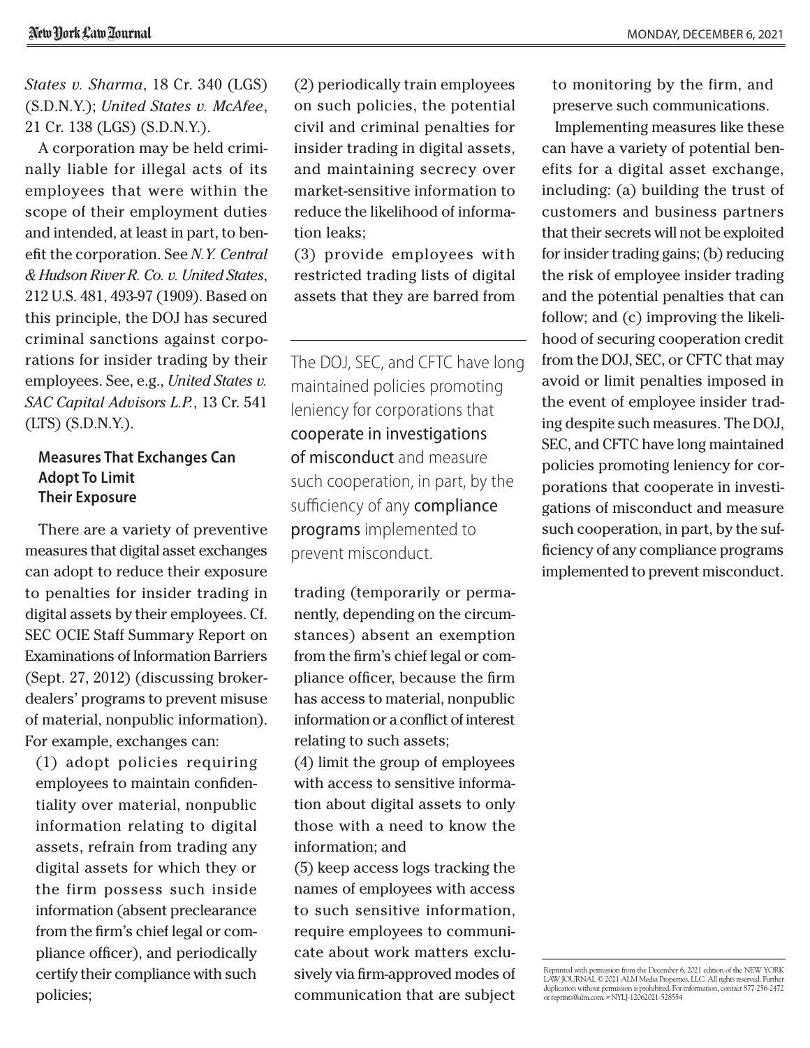*States v. Sharma*, 18 Cr. 340 (LGS) (S.D.N.Y.); *United States v. McAfee*, 21 Cr. 138 (LGS) (S.D.N.Y.).

A corporation may be held criminally liable for illegal acts of its employees that were within the scope of their employment duties and intended, at least in part, to benefit the corporation. See *N.Y. Central & Hudson River R. Co. v. United States*, 212 U.S. 481, 493-97 (1909). Based on this principle, the DOJ has secured criminal sanctions against corporations for insider trading by their employees. See, e.g., *United States v. SAC Capital Advisors L.P.*, 13 Cr. 541 (LTS) (S.D.N.Y.).

### Measures That Exchanges Can Adopt To Limit Their Exposure

There are a variety of preventive measures that digital asset exchanges can adopt to reduce their exposure to penalties for insider trading in digital assets by their employees. Cf. SEC OCIE Staff Summary Report on Examinations of Information Barriers (Sept. 27, 2012) (discussing broker-dealers' programs to prevent misuse of material, nonpublic information). For example, exchanges can:

(1) adopt policies requiring employees to maintain confidentiality over material, nonpublic information relating to digital assets, refrain from trading any digital assets for which they or the firm possess such inside information (absent preclearance from the firm's chief legal or compliance officer), and periodically certify their compliance with such policies;

(2) periodically train employees on such policies, the potential civil and criminal penalties for insider trading in digital assets, and maintaining secrecy over market-sensitive information to reduce the likelihood of information leaks;

(3) provide employees with restricted trading lists of digital assets that they are barred from trading (temporarily or permanently, depending on the circumstances) absent an exemption from the firm's chief legal or compliance officer, because the firm has access to material, nonpublic information or a conflict of interest relating to such assets;

(4) limit the group of employees with access to sensitive information about digital assets to only those with a need to know the information; and

(5) keep access logs tracking the names of employees with access to such sensitive information, require employees to communicate about work matters exclusively via firm-approved modes of communication that are subject to monitoring by the firm, and preserve such communications.

> The DOJ, SEC, and CFTC have long maintained policies promoting leniency for corporations that **cooperate in investigations of misconduct** and measure such cooperation, in part, by the sufficiency of any **compliance programs** implemented to prevent misconduct.

Implementing measures like these can have a variety of potential benefits for a digital asset exchange, including: (a) building the trust of customers and business partners that their secrets will not be exploited for insider trading gains; (b) reducing the risk of employee insider trading and the potential penalties that can follow; and (c) improving the likelihood of securing cooperation credit from the DOJ, SEC, or CFTC that may avoid or limit penalties imposed in the event of employee insider trading despite such measures. The DOJ, SEC, and CFTC have long maintained policies promoting leniency for corporations that cooperate in investigations of misconduct and measure such cooperation, in part, by the sufficiency of any compliance programs implemented to prevent misconduct.

Reprinted with permission from the December 6, 2021 edition of the NEW YORK LAW JOURNAL © 2021 ALM Media Properties, LLC. All rights reserved. Further duplication without permission is prohibited. For information, contact 877-256-2472 or reprints@alm.com. # NYLJ-12062021-528554